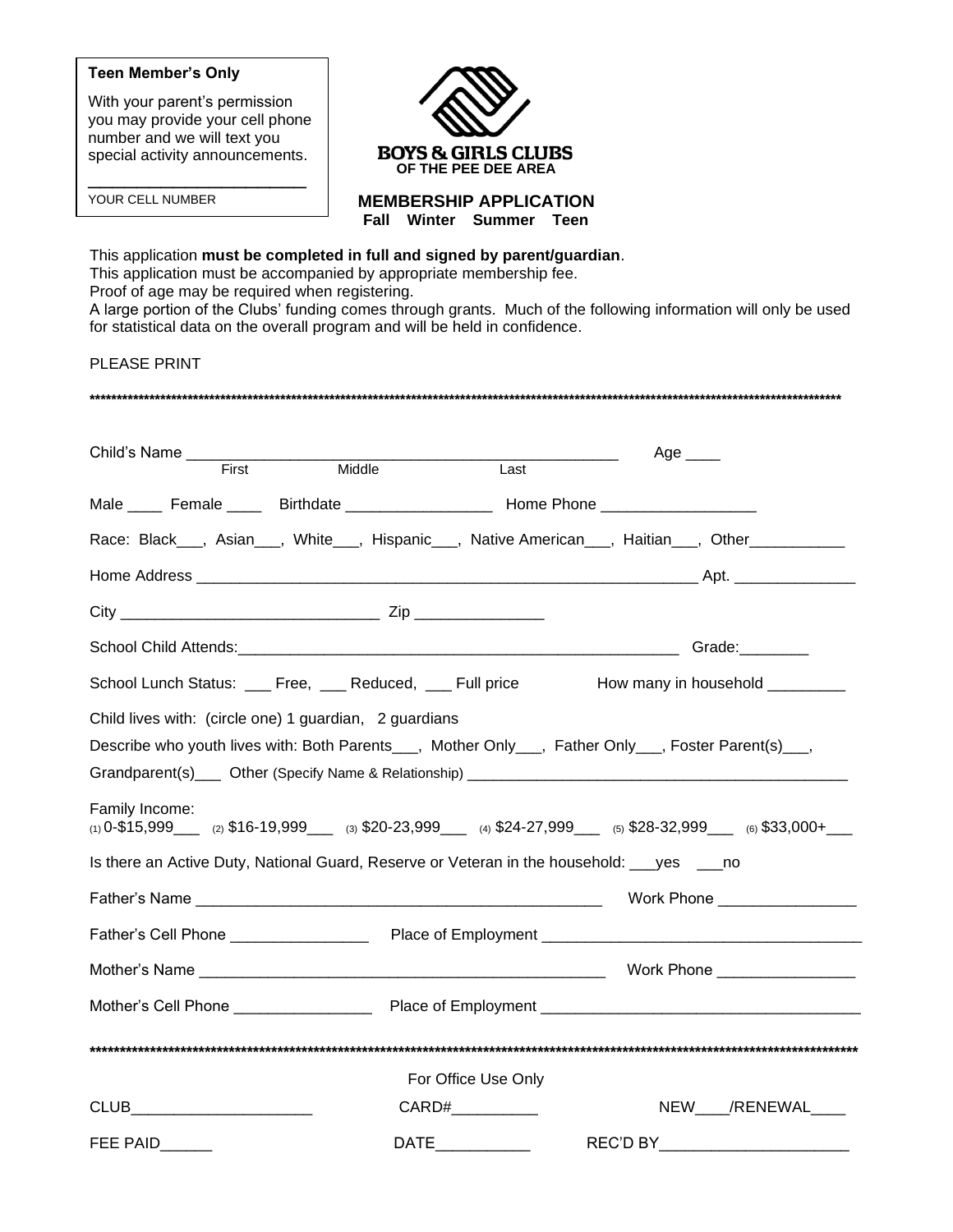**Teen Member's Only**

With your parent's permission you may provide your cell phone number and we will text you special activity announcements.

________________________

YOUR CELL NUMBER

**BOYS & GIRLS CLUBS**
**OF THE PEE DEE AREA**

## MEMBERSHIP APPLICATION

**Fall Winter Summer Teen**

This application **must be completed in full and signed by parent/guardian**.
This application must be accompanied by appropriate membership fee.
Proof of age may be required when registering.
A large portion of the Clubs' funding comes through grants. Much of the following information will only be used for statistical data on the overall program and will be held in confidence.

PLEASE PRINT

*****************************************************************************************************************************

Child's Name ___________________________________________________ Age ____
First Middle Last

Male ____ Female ____ Birthdate _________________ Home Phone __________________

Race: Black___, Asian___, White___, Hispanic___, Native American___, Haitian___, Other___________

Home Address ____________________________________________________________ Apt. ______________

City ______________________________ Zip _______________

School Child Attends:______________________________________________________ Grade:________

School Lunch Status: ___ Free, ___ Reduced, ___ Full price How many in household _________

Child lives with: (circle one) 1 guardian, 2 guardians

Describe who youth lives with: Both Parents___, Mother Only___, Father Only___, Foster Parent(s)___,

Grandparent(s)___ Other (Specify Name & Relationship) ______________________________________________

Family Income:
(1) 0-$15,999___ (2) $16-19,999___ (3) $20-23,999___ (4) $24-27,999___ (5) $28-32,999___ (6) $33,000+___

Is there an Active Duty, National Guard, Reserve or Veteran in the household: ___yes ___no

Father's Name _________________________________________________ Work Phone ________________

Father's Cell Phone ________________ Place of Employment _____________________________________

Mother's Name _________________________________________________ Work Phone ________________

Mother's Cell Phone ________________ Place of Employment _____________________________________

*****************************************************************************************************************************

For Office Use Only

CLUB_____________________ CARD#__________ NEW____/RENEWAL____

FEE PAID______ DATE___________ REC'D BY______________________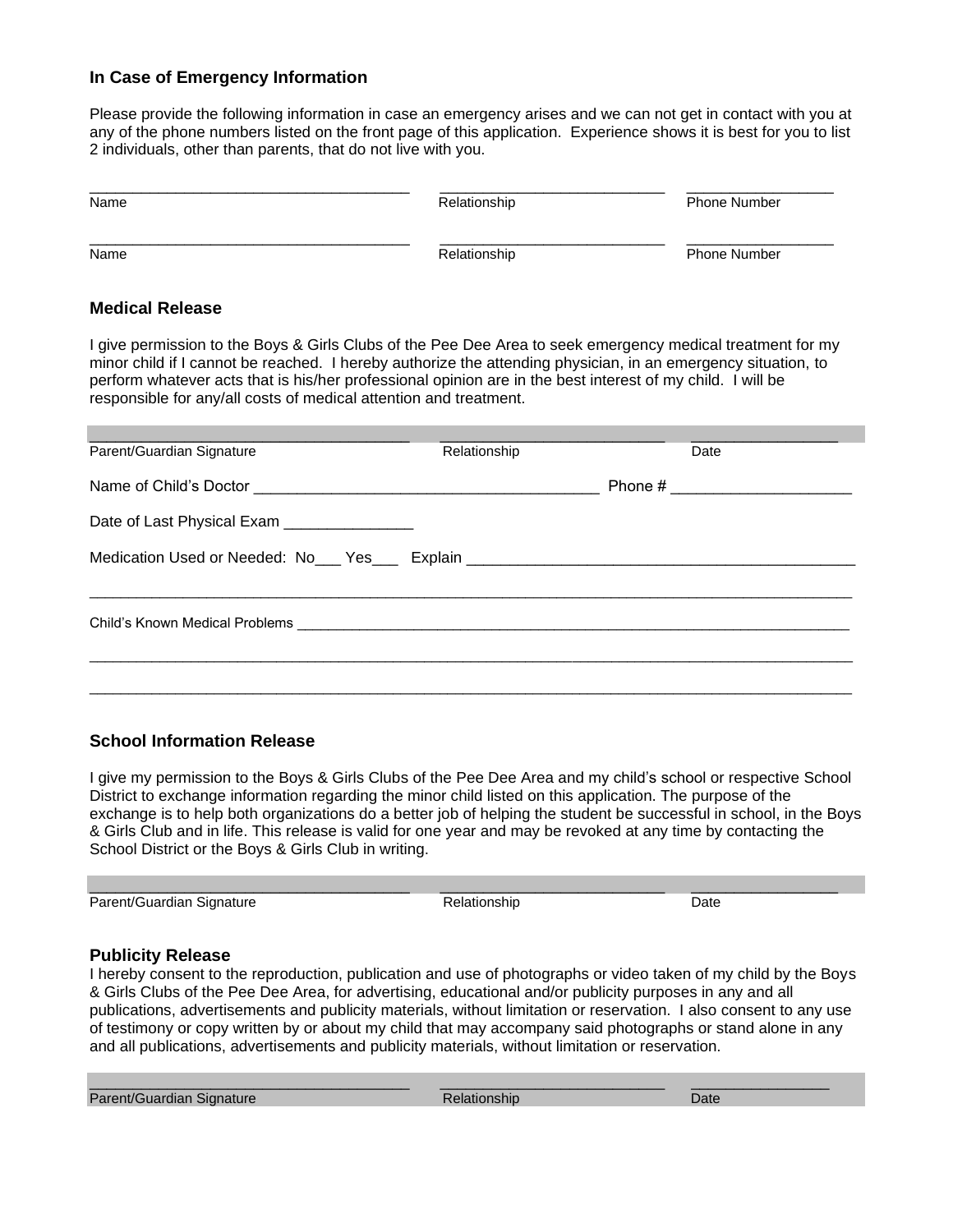### In Case of Emergency Information

Please provide the following information in case an emergency arises and we can not get in contact with you at any of the phone numbers listed on the front page of this application. Experience shows it is best for you to list 2 individuals, other than parents, that do not live with you.

| Name | Relationship | Phone Number |
|---|---|---|
| ______________________________________ | ___________________________ | _________________ |
| ______________________________________ | ___________________________ | _________________ |

### Medical Release

I give permission to the Boys & Girls Clubs of the Pee Dee Area to seek emergency medical treatment for my minor child if I cannot be reached. I hereby authorize the attending physician, in an emergency situation, to perform whatever acts that is his/her professional opinion are in the best interest of my child. I will be responsible for any/all costs of medical attention and treatment.

______________________________________ ___________________________ _________________
Parent/Guardian Signature Relationship Date

Name of Child's Doctor ________________________________________ Phone # ____________________

Date of Last Physical Exam _______________

Medication Used or Needed: No___ Yes___ Explain ____________________________________________

______________________________________________________________________________________

Child's Known Medical Problems _________________________________________________________________

______________________________________________________________________________________

______________________________________________________________________________________

### School Information Release

I give my permission to the Boys & Girls Clubs of the Pee Dee Area and my child's school or respective School District to exchange information regarding the minor child listed on this application. The purpose of the exchange is to help both organizations do a better job of helping the student be successful in school, in the Boys & Girls Club and in life. This release is valid for one year and may be revoked at any time by contacting the School District or the Boys & Girls Club in writing.

______________________________________ ___________________________ _________________
Parent/Guardian Signature Relationship Date

### Publicity Release

I hereby consent to the reproduction, publication and use of photographs or video taken of my child by the Boys & Girls Clubs of the Pee Dee Area, for advertising, educational and/or publicity purposes in any and all publications, advertisements and publicity materials, without limitation or reservation. I also consent to any use of testimony or copy written by or about my child that may accompany said photographs or stand alone in any and all publications, advertisements and publicity materials, without limitation or reservation.

______________________________________ ___________________________ _________________
Parent/Guardian Signature Relationship Date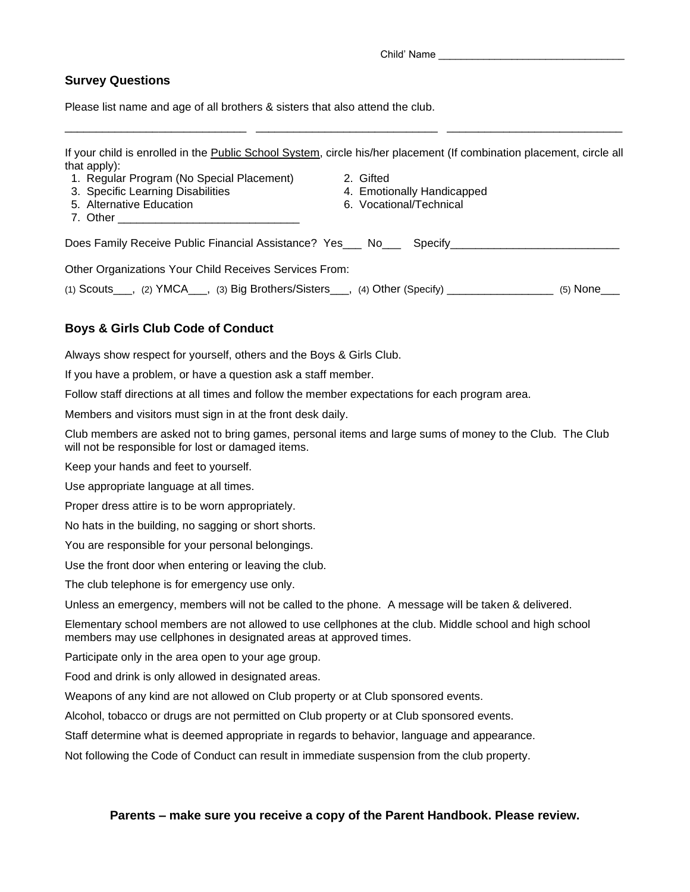Child' Name ________________________________

## Survey Questions

Please list name and age of all brothers & sisters that also attend the club.

____________________________ ____________________________ ____________________________

If your child is enrolled in the Public School System, circle his/her placement (If combination placement, circle all that apply):

1. Regular Program (No Special Placement)
2. Gifted
3. Specific Learning Disabilities
4. Emotionally Handicapped
5. Alternative Education
6. Vocational/Technical
7. Other ____________________________

Does Family Receive Public Financial Assistance? Yes___ No___ Specify__________________________

Other Organizations Your Child Receives Services From:

(1) Scouts___, (2) YMCA___, (3) Big Brothers/Sisters___, (4) Other (Specify) ________________ (5) None___

## Boys & Girls Club Code of Conduct

Always show respect for yourself, others and the Boys & Girls Club.

If you have a problem, or have a question ask a staff member.

Follow staff directions at all times and follow the member expectations for each program area.

Members and visitors must sign in at the front desk daily.

Club members are asked not to bring games, personal items and large sums of money to the Club. The Club will not be responsible for lost or damaged items.

Keep your hands and feet to yourself.

Use appropriate language at all times.

Proper dress attire is to be worn appropriately.

No hats in the building, no sagging or short shorts.

You are responsible for your personal belongings.

Use the front door when entering or leaving the club.

The club telephone is for emergency use only.

Unless an emergency, members will not be called to the phone. A message will be taken & delivered.

Elementary school members are not allowed to use cellphones at the club. Middle school and high school members may use cellphones in designated areas at approved times.

Participate only in the area open to your age group.

Food and drink is only allowed in designated areas.

Weapons of any kind are not allowed on Club property or at Club sponsored events.

Alcohol, tobacco or drugs are not permitted on Club property or at Club sponsored events.

Staff determine what is deemed appropriate in regards to behavior, language and appearance.

Not following the Code of Conduct can result in immediate suspension from the club property.

**Parents – make sure you receive a copy of the Parent Handbook. Please review.**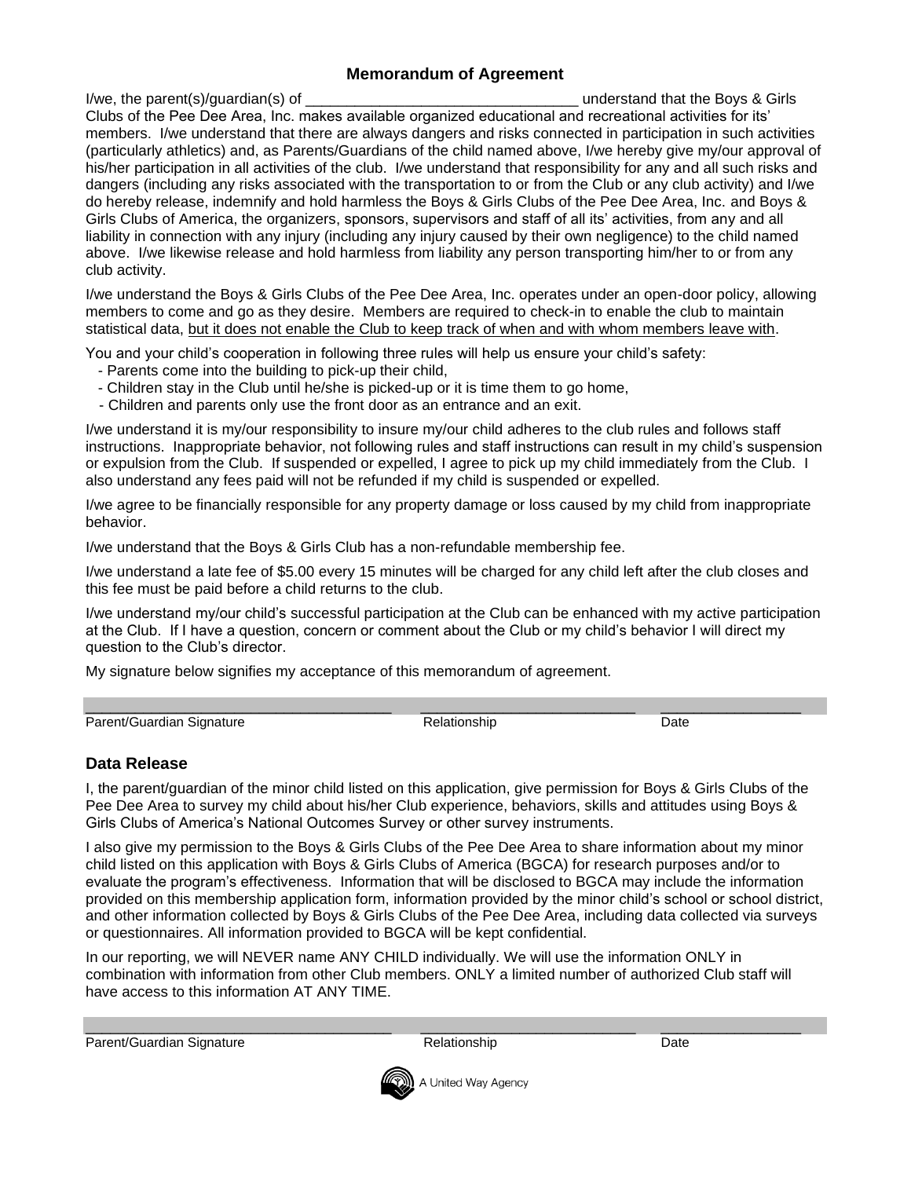## Memorandum of Agreement

I/we, the parent(s)/guardian(s) of ________________________________ understand that the Boys & Girls Clubs of the Pee Dee Area, Inc. makes available organized educational and recreational activities for its' members. I/we understand that there are always dangers and risks connected in participation in such activities (particularly athletics) and, as Parents/Guardians of the child named above, I/we hereby give my/our approval of his/her participation in all activities of the club. I/we understand that responsibility for any and all such risks and dangers (including any risks associated with the transportation to or from the Club or any club activity) and I/we do hereby release, indemnify and hold harmless the Boys & Girls Clubs of the Pee Dee Area, Inc. and Boys & Girls Clubs of America, the organizers, sponsors, supervisors and staff of all its' activities, from any and all liability in connection with any injury (including any injury caused by their own negligence) to the child named above. I/we likewise release and hold harmless from liability any person transporting him/her to or from any club activity.

I/we understand the Boys & Girls Clubs of the Pee Dee Area, Inc. operates under an open-door policy, allowing members to come and go as they desire. Members are required to check-in to enable the club to maintain statistical data, <u>but it does not enable the Club to keep track of when and with whom members leave with</u>.

You and your child's cooperation in following three rules will help us ensure your child's safety:

- Parents come into the building to pick-up their child,
- Children stay in the Club until he/she is picked-up or it is time them to go home,
- Children and parents only use the front door as an entrance and an exit.

I/we understand it is my/our responsibility to insure my/our child adheres to the club rules and follows staff instructions. Inappropriate behavior, not following rules and staff instructions can result in my child's suspension or expulsion from the Club. If suspended or expelled, I agree to pick up my child immediately from the Club. I also understand any fees paid will not be refunded if my child is suspended or expelled.

I/we agree to be financially responsible for any property damage or loss caused by my child from inappropriate behavior.

I/we understand that the Boys & Girls Club has a non-refundable membership fee.

I/we understand a late fee of $5.00 every 15 minutes will be charged for any child left after the club closes and this fee must be paid before a child returns to the club.

I/we understand my/our child's successful participation at the Club can be enhanced with my active participation at the Club. If I have a question, concern or comment about the Club or my child's behavior I will direct my question to the Club's director.

My signature below signifies my acceptance of this memorandum of agreement.

______________________________ ______________________ ______________

Parent/Guardian Signature Relationship Date

### Data Release

I, the parent/guardian of the minor child listed on this application, give permission for Boys & Girls Clubs of the Pee Dee Area to survey my child about his/her Club experience, behaviors, skills and attitudes using Boys & Girls Clubs of America's National Outcomes Survey or other survey instruments.

I also give my permission to the Boys & Girls Clubs of the Pee Dee Area to share information about my minor child listed on this application with Boys & Girls Clubs of America (BGCA) for research purposes and/or to evaluate the program's effectiveness. Information that will be disclosed to BGCA may include the information provided on this membership application form, information provided by the minor child's school or school district, and other information collected by Boys & Girls Clubs of the Pee Dee Area, including data collected via surveys or questionnaires. All information provided to BGCA will be kept confidential.

In our reporting, we will NEVER name ANY CHILD individually. We will use the information ONLY in combination with information from other Club members. ONLY a limited number of authorized Club staff will have access to this information AT ANY TIME.

______________________________ ______________________ ______________

Parent/Guardian Signature Relationship Date

A United Way Agency